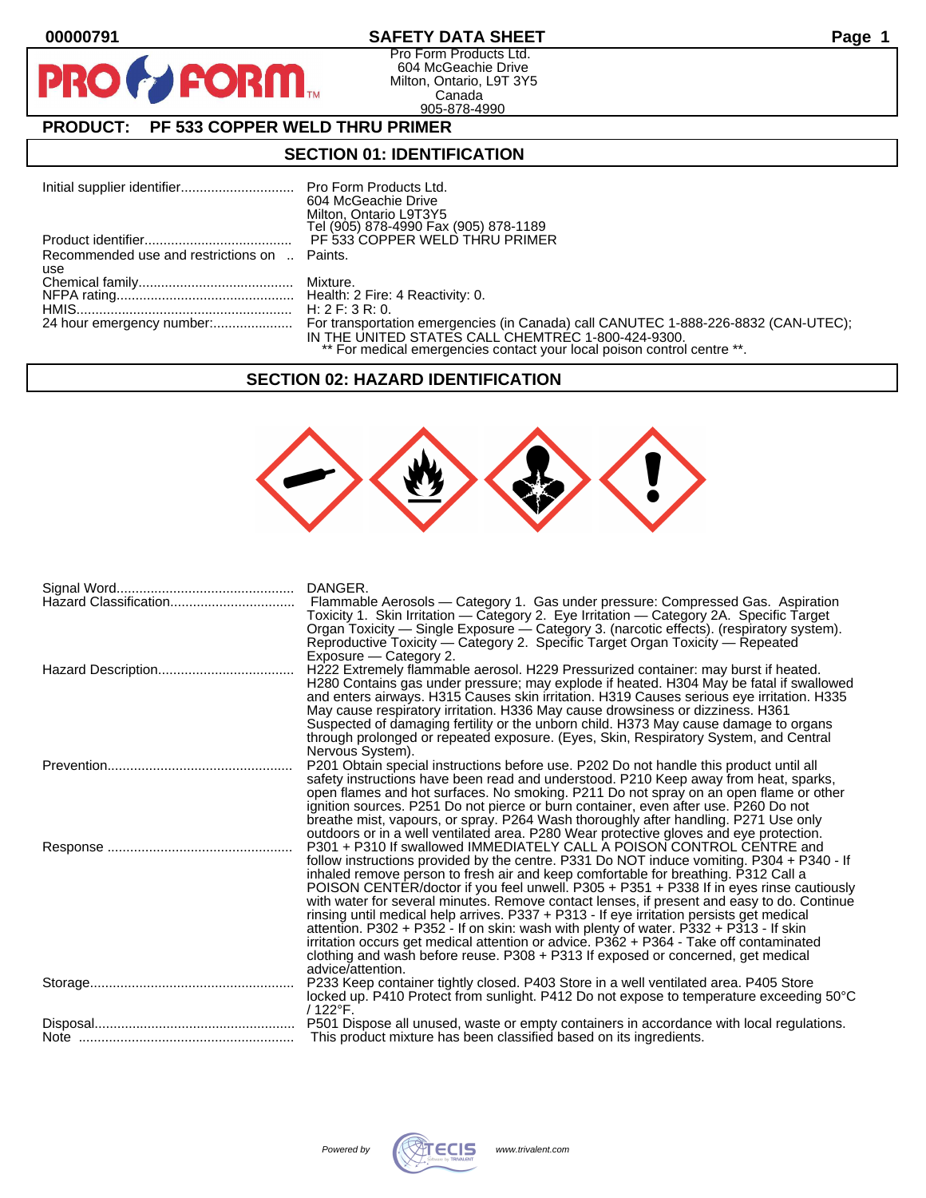**00000791** **SAFETY DATA SHEET**

Pro Form Products Ltd.
604 McGeachie Drive
Milton, Ontario, L9T 3Y5
Canada
905-878-4990

**PRODUCT: PF 533 COPPER WELD THRU PRIMER**

## SECTION 01: IDENTIFICATION

| | |
|---|---|
| Initial supplier identifier | Pro Form Products Ltd.<br>604 McGeachie Drive<br>Milton, Ontario L9T3Y5<br>Tel (905) 878-4990 Fax (905) 878-1189 |
| Product identifier | PF 533 COPPER WELD THRU PRIMER |
| Recommended use and restrictions on use | Paints. |
| Chemical family | Mixture. |
| NFPA rating | Health: 2 Fire: 4 Reactivity: 0. |
| HMIS | H: 2 F: 3 R: 0. |
| 24 hour emergency number: | For transportation emergencies (in Canada) call CANUTEC 1-888-226-8832 (CAN-UTEC); IN THE UNITED STATES CALL CHEMTREC 1-800-424-9300.<br>** For medical emergencies contact your local poison control centre **. |

## SECTION 02: HAZARD IDENTIFICATION

| | |
|---|---|
| Signal Word | DANGER. |
| Hazard Classification | Flammable Aerosols — Category 1. Gas under pressure: Compressed Gas. Aspiration Toxicity 1. Skin Irritation — Category 2. Eye Irritation — Category 2A. Specific Target Organ Toxicity — Single Exposure — Category 3. (narcotic effects). (respiratory system). Reproductive Toxicity — Category 2. Specific Target Organ Toxicity — Repeated Exposure — Category 2. |
| Hazard Description | H222 Extremely flammable aerosol. H229 Pressurized container: may burst if heated. H280 Contains gas under pressure; may explode if heated. H304 May be fatal if swallowed and enters airways. H315 Causes skin irritation. H319 Causes serious eye irritation. H335 May cause respiratory irritation. H336 May cause drowsiness or dizziness. H361 Suspected of damaging fertility or the unborn child. H373 May cause damage to organs through prolonged or repeated exposure. (Eyes, Skin, Respiratory System, and Central Nervous System). |
| Prevention | P201 Obtain special instructions before use. P202 Do not handle this product until all safety instructions have been read and understood. P210 Keep away from heat, sparks, open flames and hot surfaces. No smoking. P211 Do not spray on an open flame or other ignition sources. P251 Do not pierce or burn container, even after use. P260 Do not breathe mist, vapours, or spray. P264 Wash thoroughly after handling. P271 Use only outdoors or in a well ventilated area. P280 Wear protective gloves and eye protection. |
| Response | P301 + P310 If swallowed IMMEDIATELY CALL A POISON CONTROL CENTRE and follow instructions provided by the centre. P331 Do NOT induce vomiting. P304 + P340 - If inhaled remove person to fresh air and keep comfortable for breathing. P312 Call a POISON CENTER/doctor if you feel unwell. P305 + P351 + P338 If in eyes rinse cautiously with water for several minutes. Remove contact lenses, if present and easy to do. Continue rinsing until medical help arrives. P337 + P313 - If eye irritation persists get medical attention. P302 + P352 - If on skin: wash with plenty of water. P332 + P313 - If skin irritation occurs get medical attention or advice. P362 + P364 - Take off contaminated clothing and wash before reuse. P308 + P313 If exposed or concerned, get medical advice/attention. |
| Storage | P233 Keep container tightly closed. P403 Store in a well ventilated area. P405 Store locked up. P410 Protect from sunlight. P412 Do not expose to temperature exceeding 50°C / 122°F. |
| Disposal | P501 Dispose all unused, waste or empty containers in accordance with local regulations. |
| Note | This product mixture has been classified based on its ingredients. |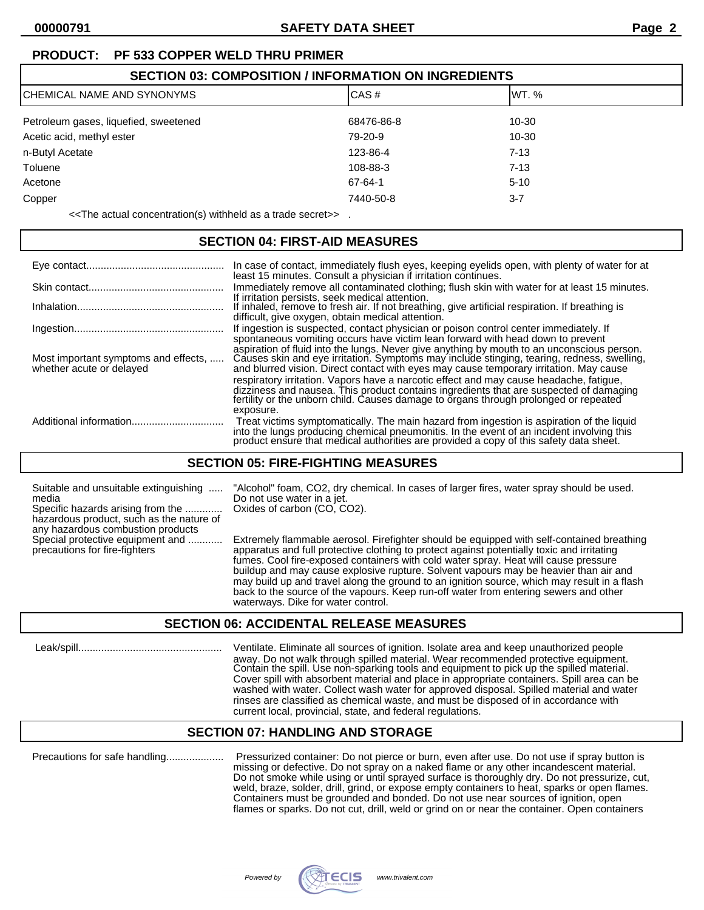**PRODUCT: PF 533 COPPER WELD THRU PRIMER**

## SECTION 03: COMPOSITION / INFORMATION ON INGREDIENTS

| CHEMICAL NAME AND SYNONYMS | CAS # | WT. % |
|---|---|---|
| Petroleum gases, liquefied, sweetened | 68476-86-8 | 10-30 |
| Acetic acid, methyl ester | 79-20-9 | 10-30 |
| n-Butyl Acetate | 123-86-4 | 7-13 |
| Toluene | 108-88-3 | 7-13 |
| Acetone | 67-64-1 | 5-10 |
| Copper | 7440-50-8 | 3-7 |

<<The actual concentration(s) withheld as a trade secret>> .

## SECTION 04: FIRST-AID MEASURES

| | |
|---|---|
| Eye contact | In case of contact, immediately flush eyes, keeping eyelids open, with plenty of water for at least 15 minutes. Consult a physician if irritation continues. |
| Skin contact | Immediately remove all contaminated clothing; flush skin with water for at least 15 minutes. If irritation persists, seek medical attention. |
| Inhalation | If inhaled, remove to fresh air. If not breathing, give artificial respiration. If breathing is difficult, give oxygen, obtain medical attention. |
| Ingestion | If ingestion is suspected, contact physician or poison control center immediately. If spontaneous vomiting occurs have victim lean forward with head down to prevent aspiration of fluid into the lungs. Never give anything by mouth to an unconscious person. |
| Most important symptoms and effects, whether acute or delayed | Causes skin and eye irritation. Symptoms may include stinging, tearing, redness, swelling, and blurred vision. Direct contact with eyes may cause temporary irritation. May cause respiratory irritation. Vapors have a narcotic effect and may cause headache, fatigue, dizziness and nausea. This product contains ingredients that are suspected of damaging fertility or the unborn child. Causes damage to organs through prolonged or repeated exposure. |
| Additional information | Treat victims symptomatically. The main hazard from ingestion is aspiration of the liquid into the lungs producing chemical pneumonitis. In the event of an incident involving this product ensure that medical authorities are provided a copy of this safety data sheet. |

## SECTION 05: FIRE-FIGHTING MEASURES

| | |
|---|---|
| Suitable and unsuitable extinguishing media | "Alcohol" foam, $CO_2$, dry chemical. In cases of larger fires, water spray should be used. Do not use water in a jet. |
| Specific hazards arising from the hazardous product, such as the nature of any hazardous combustion products | Oxides of carbon (CO, $CO_2$). |
| Special protective equipment and precautions for fire-fighters | Extremely flammable aerosol. Firefighter should be equipped with self-contained breathing apparatus and full protective clothing to protect against potentially toxic and irritating fumes. Cool fire-exposed containers with cold water spray. Heat will cause pressure buildup and may cause explosive rupture. Solvent vapours may be heavier than air and may build up and travel along the ground to an ignition source, which may result in a flash back to the source of the vapours. Keep run-off water from entering sewers and other waterways. Dike for water control. |

## SECTION 06: ACCIDENTAL RELEASE MEASURES

| | |
|---|---|
| Leak/spill | Ventilate. Eliminate all sources of ignition. Isolate area and keep unauthorized people away. Do not walk through spilled material. Wear recommended protective equipment. Contain the spill. Use non-sparking tools and equipment to pick up the spilled material. Cover spill with absorbent material and place in appropriate containers. Spill area can be washed with water. Collect wash water for approved disposal. Spilled material and water rinses are classified as chemical waste, and must be disposed of in accordance with current local, provincial, state, and federal regulations. |

## SECTION 07: HANDLING AND STORAGE

| | |
|---|---|
| Precautions for safe handling | Pressurized container: Do not pierce or burn, even after use. Do not use if spray button is missing or defective. Do not spray on a naked flame or any other incandescent material. Do not smoke while using or until sprayed surface is thoroughly dry. Do not pressurize, cut, weld, braze, solder, drill, grind, or expose empty containers to heat, sparks or open flames. Containers must be grounded and bonded. Do not use near sources of ignition, open flames or sparks. Do not cut, drill, weld or grind on or near the container. Open containers |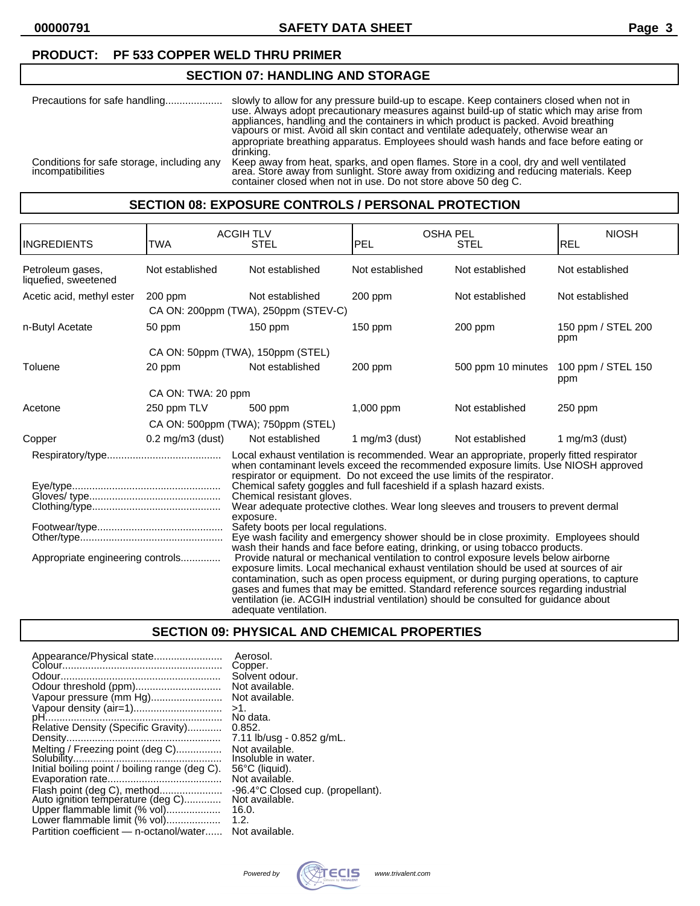**PRODUCT: PF 533 COPPER WELD THRU PRIMER**

## SECTION 07: HANDLING AND STORAGE

| | |
|---|---|
| Precautions for safe handling | slowly to allow for any pressure build-up to escape. Keep containers closed when not in use. Always adopt precautionary measures against build-up of static which may arise from appliances, handling and the containers in which product is packed. Avoid breathing vapours or mist. Avoid all skin contact and ventilate adequately, otherwise wear an appropriate breathing apparatus. Employees should wash hands and face before eating or drinking. |
| Conditions for safe storage, including any incompatibilities | Keep away from heat, sparks, and open flames. Store in a cool, dry and well ventilated area. Store away from sunlight. Store away from oxidizing and reducing materials. Keep container closed when not in use. Do not store above 50 deg C. |

## SECTION 08: EXPOSURE CONTROLS / PERSONAL PROTECTION

| INGREDIENTS | ACGIH TLV TWA | ACGIH TLV STEL | OSHA PEL PEL | OSHA PEL STEL | NIOSH REL |
|---|---|---|---|---|---|
| Petroleum gases, liquefied, sweetened | Not established | Not established | Not established | Not established | Not established |
| Acetic acid, methyl ester | 200 ppm | Not established | 200 ppm | Not established | Not established |
| | CA ON: 200ppm (TWA), 250ppm (STEV-C) | | | | |
| n-Butyl Acetate | 50 ppm | 150 ppm | 150 ppm | 200 ppm | 150 ppm / STEL 200 ppm |
| | CA ON: 50ppm (TWA), 150ppm (STEL) | | | | |
| Toluene | 20 ppm | Not established | 200 ppm | 500 ppm 10 minutes | 100 ppm / STEL 150 ppm |
| | CA ON: TWA: 20 ppm | | | | |
| Acetone | 250 ppm TLV | 500 ppm | 1,000 ppm | Not established | 250 ppm |
| | CA ON: 500ppm (TWA); 750ppm (STEL) | | | | |
| Copper | 0.2 mg/m3 (dust) | Not established | 1 mg/m3 (dust) | Not established | 1 mg/m3 (dust) |

| | |
|---|---|
| Respiratory/type | Local exhaust ventilation is recommended. Wear an appropriate, properly fitted respirator when contaminant levels exceed the recommended exposure limits. Use NIOSH approved respirator or equipment. Do not exceed the use limits of the respirator. |
| Eye/type | Chemical safety goggles and full faceshield if a splash hazard exists. |
| Gloves/ type | Chemical resistant gloves. |
| Clothing/type | Wear adequate protective clothes. Wear long sleeves and trousers to prevent dermal exposure. |
| Footwear/type | Safety boots per local regulations. |
| Other/type | Eye wash facility and emergency shower should be in close proximity. Employees should wash their hands and face before eating, drinking, or using tobacco products. |
| Appropriate engineering controls | Provide natural or mechanical ventilation to control exposure levels below airborne exposure limits. Local mechanical exhaust ventilation should be used at sources of air contamination, such as open process equipment, or during purging operations, to capture gases and fumes that may be emitted. Standard reference sources regarding industrial ventilation (ie. ACGIH industrial ventilation) should be consulted for guidance about adequate ventilation. |

## SECTION 09: PHYSICAL AND CHEMICAL PROPERTIES

| | |
|---|---|
| Appearance/Physical state | Aerosol. |
| Colour | Copper. |
| Odour | Solvent odour. |
| Odour threshold (ppm) | Not available. |
| Vapour pressure (mm Hg) | Not available. |
| Vapour density (air=1) | >1. |
| pH | No data. |
| Relative Density (Specific Gravity) | 0.852. |
| Density | 7.11 lb/usg - 0.852 g/mL. |
| Melting / Freezing point (deg C) | Not available. |
| Solubility | Insoluble in water. |
| Initial boiling point / boiling range (deg C). | 56°C (liquid). |
| Evaporation rate | Not available. |
| Flash point (deg C), method | -96.4°C Closed cup. (propellant). |
| Auto ignition temperature (deg C) | Not available. |
| Upper flammable limit (% vol) | 16.0. |
| Lower flammable limit (% vol) | 1.2. |
| Partition coefficient — n-octanol/water | Not available. |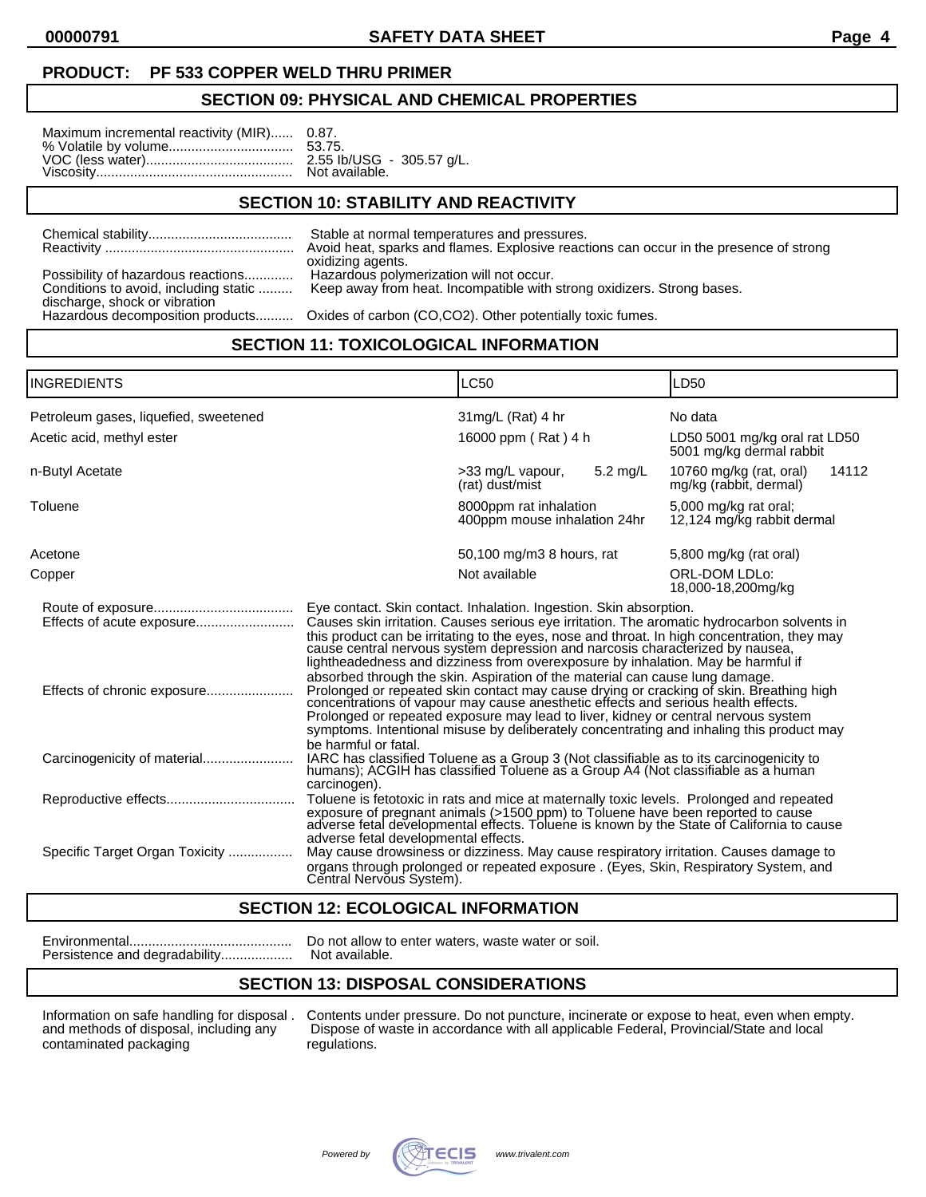**PRODUCT: PF 533 COPPER WELD THRU PRIMER**

## SECTION 09: PHYSICAL AND CHEMICAL PROPERTIES

Maximum incremental reactivity (MIR)...... 0.87.
% Volatile by volume................................ 53.75.
VOC (less water)....................................... 2.55 lb/USG - 305.57 g/L.
Viscosity.................................................... Not available.

## SECTION 10: STABILITY AND REACTIVITY

Chemical stability...................................... Stable at normal temperatures and pressures.
Reactivity .................................................. Avoid heat, sparks and flames. Explosive reactions can occur in the presence of strong oxidizing agents.
Possibility of hazardous reactions............. Hazardous polymerization will not occur.
Conditions to avoid, including static discharge, shock or vibration ......... Keep away from heat. Incompatible with strong oxidizers. Strong bases.
Hazardous decomposition products.......... Oxides of carbon (CO,CO2). Other potentially toxic fumes.

## SECTION 11: TOXICOLOGICAL INFORMATION

| INGREDIENTS | LC50 | LD50 |
|---|---|---|
| Petroleum gases, liquefied, sweetened | 31mg/L (Rat) 4 hr | No data |
| Acetic acid, methyl ester | 16000 ppm ( Rat ) 4 h | LD50 5001 mg/kg oral rat LD50 5001 mg/kg dermal rabbit |
| n-Butyl Acetate | >33 mg/L vapour, 5.2 mg/L (rat) dust/mist | 10760 mg/kg (rat, oral) 14112 mg/kg (rabbit, dermal) |
| Toluene | 8000ppm rat inhalation 400ppm mouse inhalation 24hr | 5,000 mg/kg rat oral; 12,124 mg/kg rabbit dermal |
| Acetone | 50,100 mg/m3 8 hours, rat | 5,800 mg/kg (rat oral) |
| Copper | Not available | ORL-DOM LDLo: 18,000-18,200mg/kg |

Route of exposure.................................... Eye contact. Skin contact. Inhalation. Ingestion. Skin absorption.
Effects of acute exposure.......................... Causes skin irritation. Causes serious eye irritation. The aromatic hydrocarbon solvents in this product can be irritating to the eyes, nose and throat. In high concentration, they may cause central nervous system depression and narcosis characterized by nausea, lightheadedness and dizziness from overexposure by inhalation. May be harmful if absorbed through the skin. Aspiration of the material can cause lung damage.
Effects of chronic exposure....................... Prolonged or repeated skin contact may cause drying or cracking of skin. Breathing high concentrations of vapour may cause anesthetic effects and serious health effects. Prolonged or repeated exposure may lead to liver, kidney or central nervous system symptoms. Intentional misuse by deliberately concentrating and inhaling this product may be harmful or fatal.
Carcinogenicity of material........................ IARC has classified Toluene as a Group 3 (Not classifiable as to its carcinogenicity to humans); ACGIH has classified Toluene as a Group A4 (Not classifiable as a human carcinogen).
Reproductive effects................................. Toluene is fetotoxic in rats and mice at maternally toxic levels. Prolonged and repeated exposure of pregnant animals (>1500 ppm) to Toluene have been reported to cause adverse fetal developmental effects. Toluene is known by the State of California to cause adverse fetal developmental effects.
Specific Target Organ Toxicity ................. May cause drowsiness or dizziness. May cause respiratory irritation. Causes damage to organs through prolonged or repeated exposure . (Eyes, Skin, Respiratory System, and Central Nervous System).

## SECTION 12: ECOLOGICAL INFORMATION

Environmental........................................... Do not allow to enter waters, waste water or soil.
Persistence and degradability................... Not available.

## SECTION 13: DISPOSAL CONSIDERATIONS

Information on safe handling for disposal . and methods of disposal, including any contaminated packaging — Contents under pressure. Do not puncture, incinerate or expose to heat, even when empty. Dispose of waste in accordance with all applicable Federal, Provincial/State and local regulations.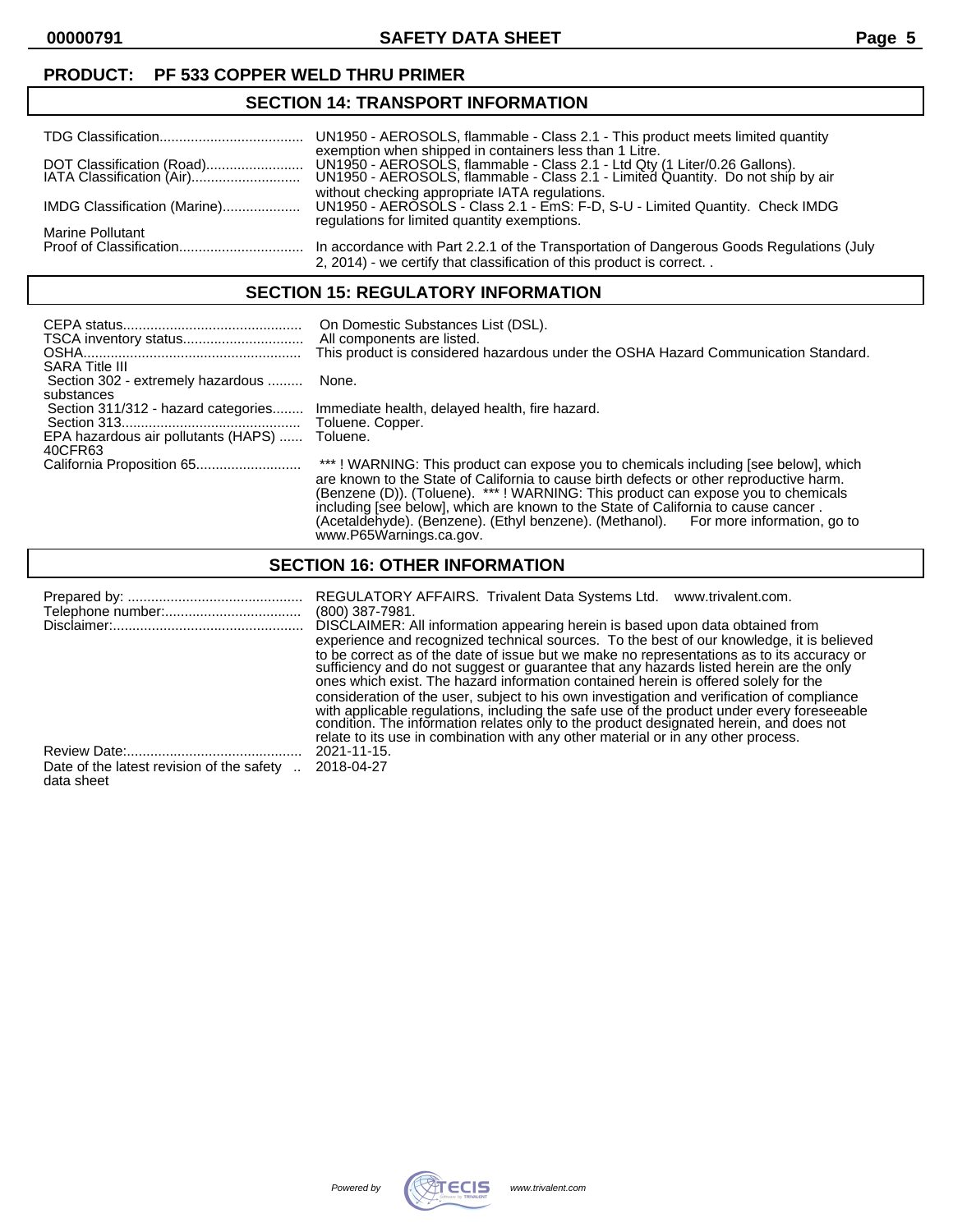**PRODUCT: PF 533 COPPER WELD THRU PRIMER**

## SECTION 14: TRANSPORT INFORMATION

| | |
|---|---|
| TDG Classification.................................... | UN1950 - AEROSOLS, flammable - Class 2.1 - This product meets limited quantity exemption when shipped in containers less than 1 Litre. |
| DOT Classification (Road)......................... | UN1950 - AEROSOLS, flammable - Class 2.1 - Ltd Qty (1 Liter/0.26 Gallons). |
| IATA Classification (Air)............................ | UN1950 - AEROSOLS, flammable - Class 2.1 - Limited Quantity. Do not ship by air without checking appropriate IATA regulations. |
| IMDG Classification (Marine).................... | UN1950 - AEROSOLS - Class 2.1 - EmS: F-D, S-U - Limited Quantity. Check IMDG regulations for limited quantity exemptions. |
| Marine Pollutant | |
| Proof of Classification................................ | In accordance with Part 2.2.1 of the Transportation of Dangerous Goods Regulations (July 2, 2014) - we certify that classification of this product is correct. . |

## SECTION 15: REGULATORY INFORMATION

| | |
|---|---|
| CEPA status............................................. | On Domestic Substances List (DSL). |
| TSCA inventory status............................... | All components are listed. |
| OSHA........................................................ | This product is considered hazardous under the OSHA Hazard Communication Standard. |
| SARA Title III | |
| Section 302 - extremely hazardous ......... substances | None. |
| Section 311/312 - hazard categories........ | Immediate health, delayed health, fire hazard. |
| Section 313............................................. | Toluene. Copper. |
| EPA hazardous air pollutants (HAPS) ...... 40CFR63 | Toluene. |
| California Proposition 65........................... | *** ! WARNING: This product can expose you to chemicals including [see below], which are known to the State of California to cause birth defects or other reproductive harm. (Benzene (D)). (Toluene). *** ! WARNING: This product can expose you to chemicals including [see below], which are known to the State of California to cause cancer . (Acetaldehyde). (Benzene). (Ethyl benzene). (Methanol). For more information, go to www.P65Warnings.ca.gov. |

## SECTION 16: OTHER INFORMATION

| | |
|---|---|
| Prepared by: ............................................ | REGULATORY AFFAIRS. Trivalent Data Systems Ltd. www.trivalent.com. |
| Telephone number:................................... | (800) 387-7981. |
| Disclaimer:................................................ | DISCLAIMER: All information appearing herein is based upon data obtained from experience and recognized technical sources. To the best of our knowledge, it is believed to be correct as of the date of issue but we make no representations as to its accuracy or sufficiency and do not suggest or guarantee that any hazards listed herein are the only ones which exist. The hazard information contained herein is offered solely for the consideration of the user, subject to his own investigation and verification of compliance with applicable regulations, including the safe use of the product under every foreseeable condition. The information relates only to the product designated herein, and does not relate to its use in combination with any other material or in any other process. |
| Review Date:............................................ | 2021-11-15. |
| Date of the latest revision of the safety .. data sheet | 2018-04-27 |